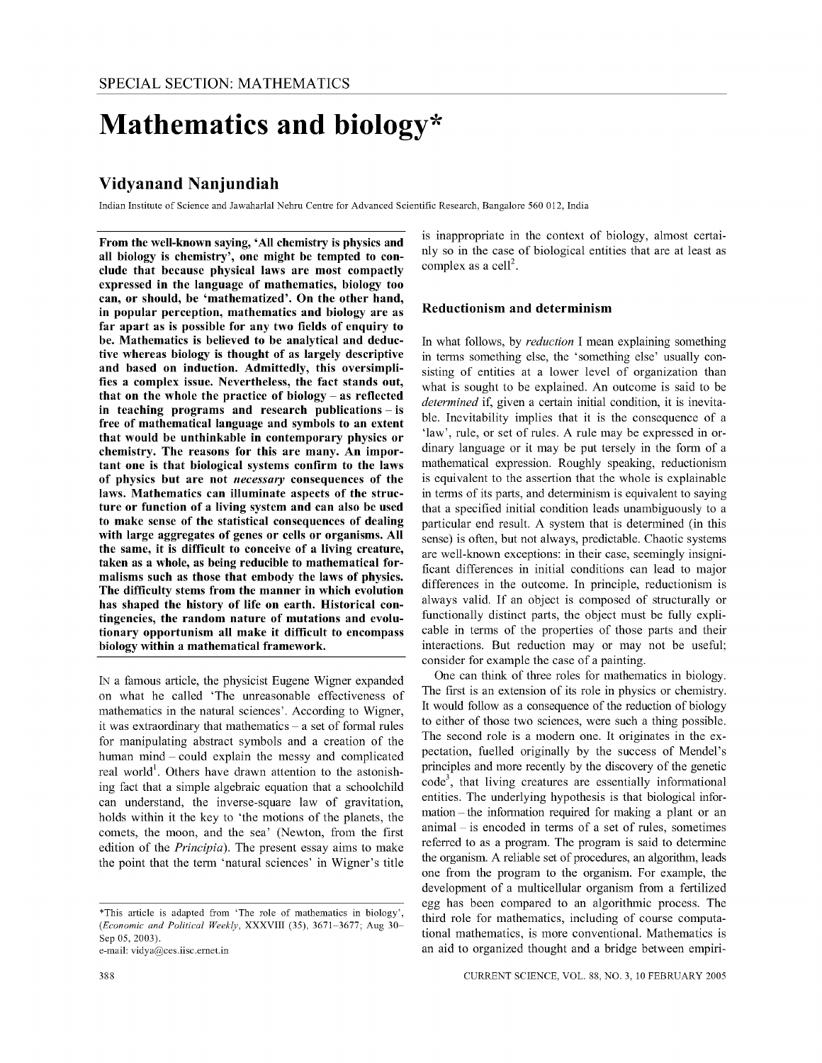# Mathematics and biology*

## Vidyanand Nanjundiah

Indian Institute of Science and Jawaharlal Nehru Centre for Advanced Scientific Research, Bangalore 560 012, India

**From the well-known saying, 'All chemistry is physics and all biology is chemistry', one might be tempted to conclude that because physical laws are most compactly expressed in the language of mathematics, biology too can, or should, be 'mathematized'. On the other hand, in popular perception, mathematics and biology are as far apart as is possible for any two fields of enquiry to be. Mathematics is believed to be analytical and deductive whereas biology is thought of as largely descriptive and based on induction. Admittedly, this oversimplifies a complex issue. Nevertheless, the fact stands out, that on the whole the practice of biology – as reflected in teaching programs and research publications – is free of mathematical language and symbols to an extent that would be unthinkable in contemporary physics or chemistry. The reasons for this are many. An important one is that biological systems confirm to the laws of physics but are not *necessary* consequences of the laws. Mathematics can illuminate aspects of the structure or function of a living system and can also be used to make sense of the statistical consequences of dealing with large aggregates of genes or cells or organisms. All the same, it is difficult to conceive of a living creature, taken as a whole, as being reducible to mathematical formalisms such as those that embody the laws of physics. The difficulty stems from the manner in which evolution has shaped the history of life on earth. Historical contingencies, the random nature of mutations and evolutionary opportunism all make it difficult to encompass biology within a mathematical framework.**

IN a famous article, the physicist Eugene Wigner expanded on what he called 'The unreasonable effectiveness of mathematics in the natural sciences'. According to Wigner, it was extraordinary that mathematics – a set of formal rules for manipulating abstract symbols and a creation of the human mind – could explain the messy and complicated real world[1]. Others have drawn attention to the astonishing fact that a simple algebraic equation that a schoolchild can understand, the inverse-square law of gravitation, holds within it the key to 'the motions of the planets, the comets, the moon, and the sea' (Newton, from the first edition of the *Principia*). The present essay aims to make the point that the term 'natural sciences' in Wigner's title is inappropriate in the context of biology, almost certainly so in the case of biological entities that are at least as complex as a cell[2].

## Reductionism and determinism

In what follows, by *reduction* I mean explaining something in terms something else, the 'something else' usually consisting of entities at a lower level of organization than what is sought to be explained. An outcome is said to be *determined* if, given a certain initial condition, it is inevitable. Inevitability implies that it is the consequence of a 'law', rule, or set of rules. A rule may be expressed in ordinary language or it may be put tersely in the form of a mathematical expression. Roughly speaking, reductionism is equivalent to the assertion that the whole is explainable in terms of its parts, and determinism is equivalent to saying that a specified initial condition leads unambiguously to a particular end result. A system that is determined (in this sense) is often, but not always, predictable. Chaotic systems are well-known exceptions: in their case, seemingly insignificant differences in initial conditions can lead to major differences in the outcome. In principle, reductionism is always valid. If an object is composed of structurally or functionally distinct parts, the object must be fully explicable in terms of the properties of those parts and their interactions. But reduction may or may not be useful; consider for example the case of a painting.

One can think of three roles for mathematics in biology. The first is an extension of its role in physics or chemistry. It would follow as a consequence of the reduction of biology to either of those two sciences, were such a thing possible. The second role is a modern one. It originates in the expectation, fuelled originally by the success of Mendel's principles and more recently by the discovery of the genetic code[3], that living creatures are essentially informational entities. The underlying hypothesis is that biological information – the information required for making a plant or an animal – is encoded in terms of a set of rules, sometimes referred to as a program. The program is said to determine the organism. A reliable set of procedures, an algorithm, leads one from the program to the organism. For example, the development of a multicellular organism from a fertilized egg has been compared to an algorithmic process. The third role for mathematics, including of course computational mathematics, is more conventional. Mathematics is an aid to organized thought and a bridge between empiri-

*This article is adapted from 'The role of mathematics in biology', (*Economic and Political Weekly*, XXXVIII (35), 3671–3677; Aug 30–Sep 05, 2003).
e-mail: vidya@ces.iisc.ernet.in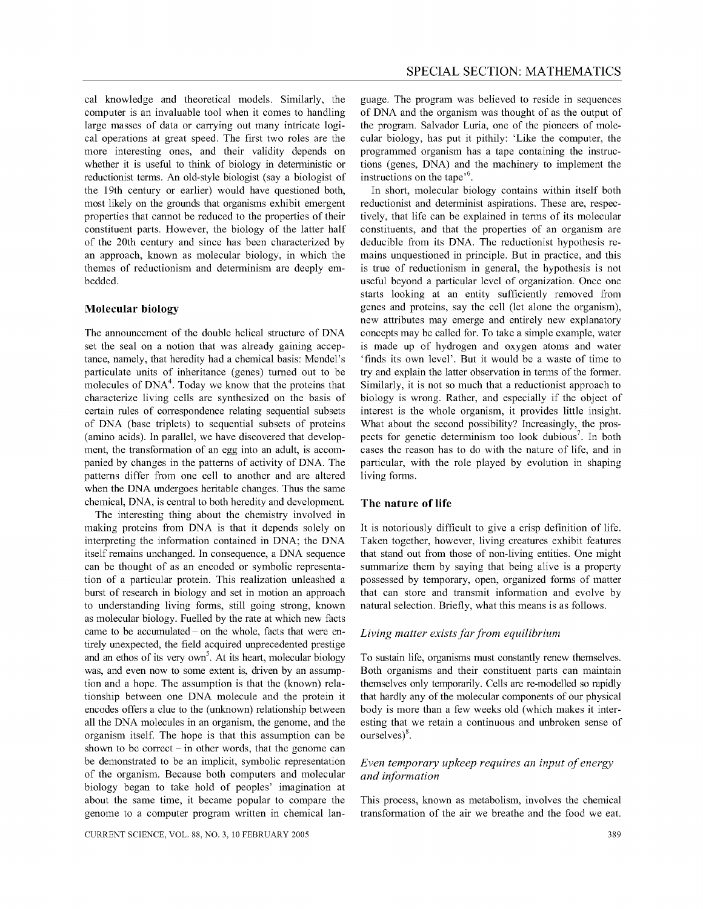cal knowledge and theoretical models. Similarly, the computer is an invaluable tool when it comes to handling large masses of data or carrying out many intricate logical operations at great speed. The first two roles are the more interesting ones, and their validity depends on whether it is useful to think of biology in deterministic or reductionist terms. An old-style biologist (say a biologist of the 19th century or earlier) would have questioned both, most likely on the grounds that organisms exhibit emergent properties that cannot be reduced to the properties of their constituent parts. However, the biology of the latter half of the 20th century and since has been characterized by an approach, known as molecular biology, in which the themes of reductionism and determinism are deeply embedded.

## Molecular biology

The announcement of the double helical structure of DNA set the seal on a notion that was already gaining acceptance, namely, that heredity had a chemical basis: Mendel's particulate units of inheritance (genes) turned out to be molecules of DNA[4]. Today we know that the proteins that characterize living cells are synthesized on the basis of certain rules of correspondence relating sequential subsets of DNA (base triplets) to sequential subsets of proteins (amino acids). In parallel, we have discovered that development, the transformation of an egg into an adult, is accompanied by changes in the patterns of activity of DNA. The patterns differ from one cell to another and are altered when the DNA undergoes heritable changes. Thus the same chemical, DNA, is central to both heredity and development.

The interesting thing about the chemistry involved in making proteins from DNA is that it depends solely on interpreting the information contained in DNA; the DNA itself remains unchanged. In consequence, a DNA sequence can be thought of as an encoded or symbolic representation of a particular protein. This realization unleashed a burst of research in biology and set in motion an approach to understanding living forms, still going strong, known as molecular biology. Fuelled by the rate at which new facts came to be accumulated – on the whole, facts that were entirely unexpected, the field acquired unprecedented prestige and an ethos of its very own[5]. At its heart, molecular biology was, and even now to some extent is, driven by an assumption and a hope. The assumption is that the (known) relationship between one DNA molecule and the protein it encodes offers a clue to the (unknown) relationship between all the DNA molecules in an organism, the genome, and the organism itself. The hope is that this assumption can be shown to be correct – in other words, that the genome can be demonstrated to be an implicit, symbolic representation of the organism. Because both computers and molecular biology began to take hold of peoples' imagination at about the same time, it became popular to compare the genome to a computer program written in chemical language. The program was believed to reside in sequences of DNA and the organism was thought of as the output of the program. Salvador Luria, one of the pioneers of molecular biology, has put it pithily: 'Like the computer, the programmed organism has a tape containing the instructions (genes, DNA) and the machinery to implement the instructions on the tape'[6].

In short, molecular biology contains within itself both reductionist and determinist aspirations. These are, respectively, that life can be explained in terms of its molecular constituents, and that the properties of an organism are deducible from its DNA. The reductionist hypothesis remains unquestioned in principle. But in practice, and this is true of reductionism in general, the hypothesis is not useful beyond a particular level of organization. Once one starts looking at an entity sufficiently removed from genes and proteins, say the cell (let alone the organism), new attributes may emerge and entirely new explanatory concepts may be called for. To take a simple example, water is made up of hydrogen and oxygen atoms and water 'finds its own level'. But it would be a waste of time to try and explain the latter observation in terms of the former. Similarly, it is not so much that a reductionist approach to biology is wrong. Rather, and especially if the object of interest is the whole organism, it provides little insight. What about the second possibility? Increasingly, the prospects for genetic determinism too look dubious[7]. In both cases the reason has to do with the nature of life, and in particular, with the role played by evolution in shaping living forms.

## The nature of life

It is notoriously difficult to give a crisp definition of life. Taken together, however, living creatures exhibit features that stand out from those of non-living entities. One might summarize them by saying that being alive is a property possessed by temporary, open, organized forms of matter that can store and transmit information and evolve by natural selection. Briefly, what this means is as follows.

### *Living matter exists far from equilibrium*

To sustain life, organisms must constantly renew themselves. Both organisms and their constituent parts can maintain themselves only temporarily. Cells are re-modelled so rapidly that hardly any of the molecular components of our physical body is more than a few weeks old (which makes it interesting that we retain a continuous and unbroken sense of ourselves)[8].

### *Even temporary upkeep requires an input of energy and information*

This process, known as metabolism, involves the chemical transformation of the air we breathe and the food we eat.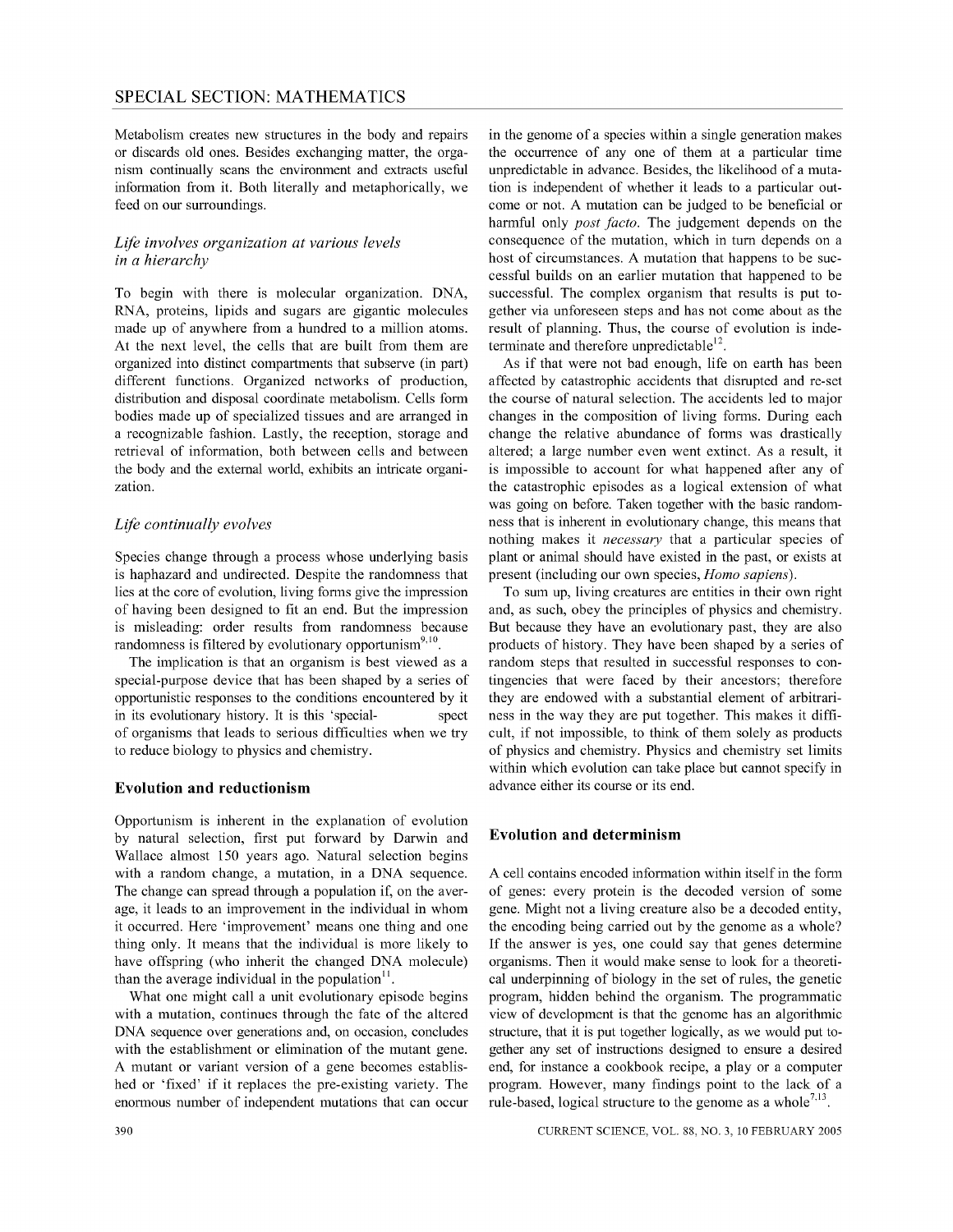Metabolism creates new structures in the body and repairs or discards old ones. Besides exchanging matter, the organism continually scans the environment and extracts useful information from it. Both literally and metaphorically, we feed on our surroundings.

### *Life involves organization at various levels in a hierarchy*

To begin with there is molecular organization. DNA, RNA, proteins, lipids and sugars are gigantic molecules made up of anywhere from a hundred to a million atoms. At the next level, the cells that are built from them are organized into distinct compartments that subserve (in part) different functions. Organized networks of production, distribution and disposal coordinate metabolism. Cells form bodies made up of specialized tissues and are arranged in a recognizable fashion. Lastly, the reception, storage and retrieval of information, both between cells and between the body and the external world, exhibits an intricate organization.

### *Life continually evolves*

Species change through a process whose underlying basis is haphazard and undirected. Despite the randomness that lies at the core of evolution, living forms give the impression of having been designed to fit an end. But the impression is misleading: order results from randomness because randomness is filtered by evolutionary opportunism[9,10].

The implication is that an organism is best viewed as a special-purpose device that has been shaped by a series of opportunistic responses to the conditions encountered by it in its evolutionary history. It is this 'special- spect of organisms that leads to serious difficulties when we try to reduce biology to physics and chemistry.

## Evolution and reductionism

Opportunism is inherent in the explanation of evolution by natural selection, first put forward by Darwin and Wallace almost 150 years ago. Natural selection begins with a random change, a mutation, in a DNA sequence. The change can spread through a population if, on the average, it leads to an improvement in the individual in whom it occurred. Here 'improvement' means one thing and one thing only. It means that the individual is more likely to have offspring (who inherit the changed DNA molecule) than the average individual in the population[11].

What one might call a unit evolutionary episode begins with a mutation, continues through the fate of the altered DNA sequence over generations and, on occasion, concludes with the establishment or elimination of the mutant gene. A mutant or variant version of a gene becomes established or 'fixed' if it replaces the pre-existing variety. The enormous number of independent mutations that can occur in the genome of a species within a single generation makes the occurrence of any one of them at a particular time unpredictable in advance. Besides, the likelihood of a mutation is independent of whether it leads to a particular outcome or not. A mutation can be judged to be beneficial or harmful only *post facto*. The judgement depends on the consequence of the mutation, which in turn depends on a host of circumstances. A mutation that happens to be successful builds on an earlier mutation that happened to be successful. The complex organism that results is put together via unforeseen steps and has not come about as the result of planning. Thus, the course of evolution is indeterminate and therefore unpredictable[12].

As if that were not bad enough, life on earth has been affected by catastrophic accidents that disrupted and re-set the course of natural selection. The accidents led to major changes in the composition of living forms. During each change the relative abundance of forms was drastically altered; a large number even went extinct. As a result, it is impossible to account for what happened after any of the catastrophic episodes as a logical extension of what was going on before. Taken together with the basic randomness that is inherent in evolutionary change, this means that nothing makes it *necessary* that a particular species of plant or animal should have existed in the past, or exists at present (including our own species, *Homo sapiens*).

To sum up, living creatures are entities in their own right and, as such, obey the principles of physics and chemistry. But because they have an evolutionary past, they are also products of history. They have been shaped by a series of random steps that resulted in successful responses to contingencies that were faced by their ancestors; therefore they are endowed with a substantial element of arbitrariness in the way they are put together. This makes it difficult, if not impossible, to think of them solely as products of physics and chemistry. Physics and chemistry set limits within which evolution can take place but cannot specify in advance either its course or its end.

## Evolution and determinism

A cell contains encoded information within itself in the form of genes: every protein is the decoded version of some gene. Might not a living creature also be a decoded entity, the encoding being carried out by the genome as a whole? If the answer is yes, one could say that genes determine organisms. Then it would make sense to look for a theoretical underpinning of biology in the set of rules, the genetic program, hidden behind the organism. The programmatic view of development is that the genome has an algorithmic structure, that it is put together logically, as we would put together any set of instructions designed to ensure a desired end, for instance a cookbook recipe, a play or a computer program. However, many findings point to the lack of a rule-based, logical structure to the genome as a whole[7,13].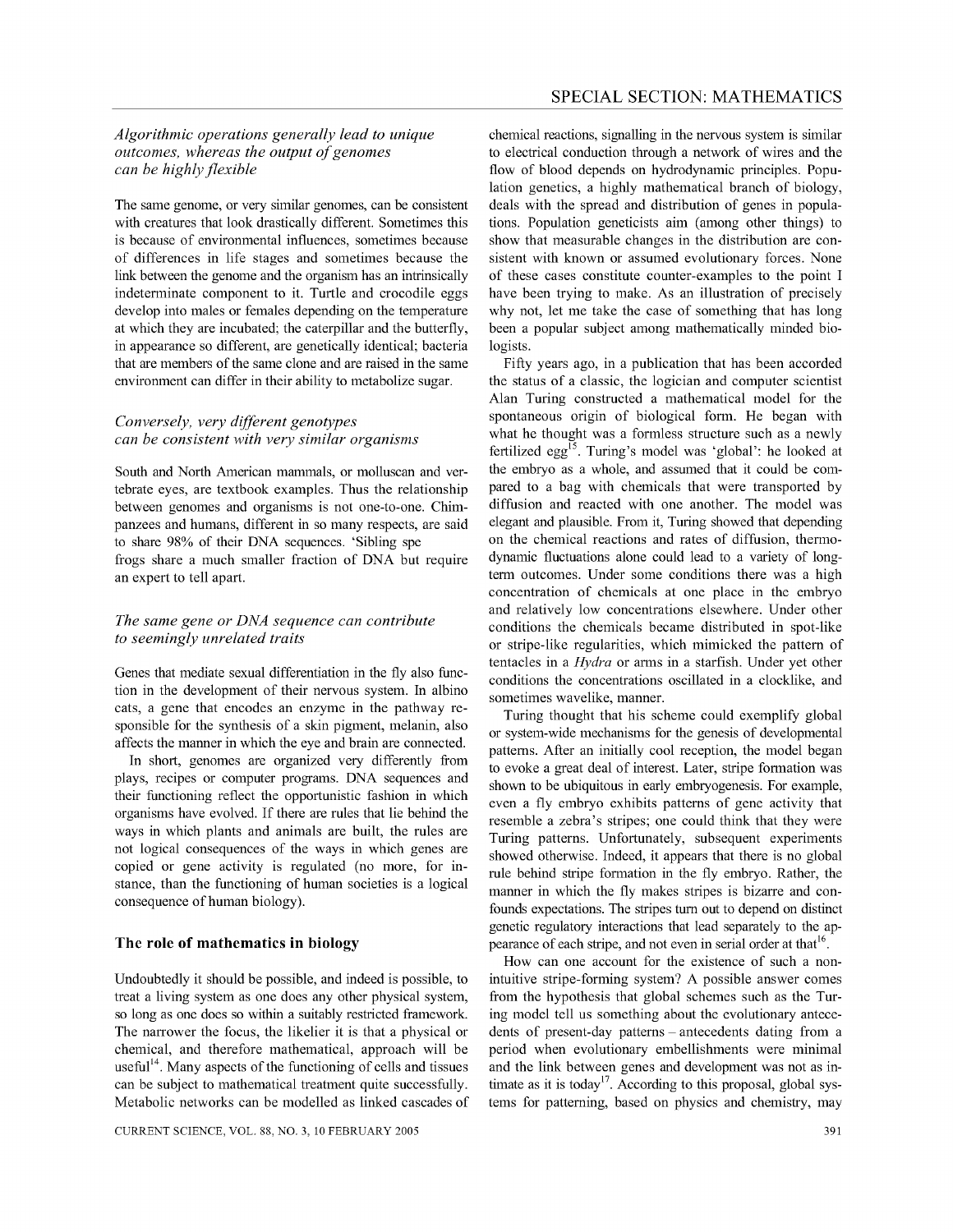### *Algorithmic operations generally lead to unique outcomes, whereas the output of genomes can be highly flexible*

The same genome, or very similar genomes, can be consistent with creatures that look drastically different. Sometimes this is because of environmental influences, sometimes because of differences in life stages and sometimes because the link between the genome and the organism has an intrinsically indeterminate component to it. Turtle and crocodile eggs develop into males or females depending on the temperature at which they are incubated; the caterpillar and the butterfly, in appearance so different, are genetically identical; bacteria that are members of the same clone and are raised in the same environment can differ in their ability to metabolize sugar.

### *Conversely, very different genotypes can be consistent with very similar organisms*

South and North American mammals, or molluscan and vertebrate eyes, are textbook examples. Thus the relationship between genomes and organisms is not one-to-one. Chimpanzees and humans, different in so many respects, are said to share 98% of their DNA sequences. 'Sibling spe frogs share a much smaller fraction of DNA but require an expert to tell apart.

### *The same gene or DNA sequence can contribute to seemingly unrelated traits*

Genes that mediate sexual differentiation in the fly also function in the development of their nervous system. In albino cats, a gene that encodes an enzyme in the pathway responsible for the synthesis of a skin pigment, melanin, also affects the manner in which the eye and brain are connected.

In short, genomes are organized very differently from plays, recipes or computer programs. DNA sequences and their functioning reflect the opportunistic fashion in which organisms have evolved. If there are rules that lie behind the ways in which plants and animals are built, the rules are not logical consequences of the ways in which genes are copied or gene activity is regulated (no more, for instance, than the functioning of human societies is a logical consequence of human biology).

## The role of mathematics in biology

Undoubtedly it should be possible, and indeed is possible, to treat a living system as one does any other physical system, so long as one does so within a suitably restricted framework. The narrower the focus, the likelier it is that a physical or chemical, and therefore mathematical, approach will be useful[14]. Many aspects of the functioning of cells and tissues can be subject to mathematical treatment quite successfully. Metabolic networks can be modelled as linked cascades of chemical reactions, signalling in the nervous system is similar to electrical conduction through a network of wires and the flow of blood depends on hydrodynamic principles. Population genetics, a highly mathematical branch of biology, deals with the spread and distribution of genes in populations. Population geneticists aim (among other things) to show that measurable changes in the distribution are consistent with known or assumed evolutionary forces. None of these cases constitute counter-examples to the point I have been trying to make. As an illustration of precisely why not, let me take the case of something that has long been a popular subject among mathematically minded biologists.

Fifty years ago, in a publication that has been accorded the status of a classic, the logician and computer scientist Alan Turing constructed a mathematical model for the spontaneous origin of biological form. He began with what he thought was a formless structure such as a newly fertilized egg[15]. Turing's model was 'global': he looked at the embryo as a whole, and assumed that it could be compared to a bag with chemicals that were transported by diffusion and reacted with one another. The model was elegant and plausible. From it, Turing showed that depending on the chemical reactions and rates of diffusion, thermodynamic fluctuations alone could lead to a variety of long-term outcomes. Under some conditions there was a high concentration of chemicals at one place in the embryo and relatively low concentrations elsewhere. Under other conditions the chemicals became distributed in spot-like or stripe-like regularities, which mimicked the pattern of tentacles in a *Hydra* or arms in a starfish. Under yet other conditions the concentrations oscillated in a clocklike, and sometimes wavelike, manner.

Turing thought that his scheme could exemplify global or system-wide mechanisms for the genesis of developmental patterns. After an initially cool reception, the model began to evoke a great deal of interest. Later, stripe formation was shown to be ubiquitous in early embryogenesis. For example, even a fly embryo exhibits patterns of gene activity that resemble a zebra's stripes; one could think that they were Turing patterns. Unfortunately, subsequent experiments showed otherwise. Indeed, it appears that there is no global rule behind stripe formation in the fly embryo. Rather, the manner in which the fly makes stripes is bizarre and confounds expectations. The stripes turn out to depend on distinct genetic regulatory interactions that lead separately to the appearance of each stripe, and not even in serial order at that[16].

How can one account for the existence of such a non-intuitive stripe-forming system? A possible answer comes from the hypothesis that global schemes such as the Turing model tell us something about the evolutionary antecedents of present-day patterns – antecedents dating from a period when evolutionary embellishments were minimal and the link between genes and development was not as intimate as it is today[17]. According to this proposal, global systems for patterning, based on physics and chemistry, may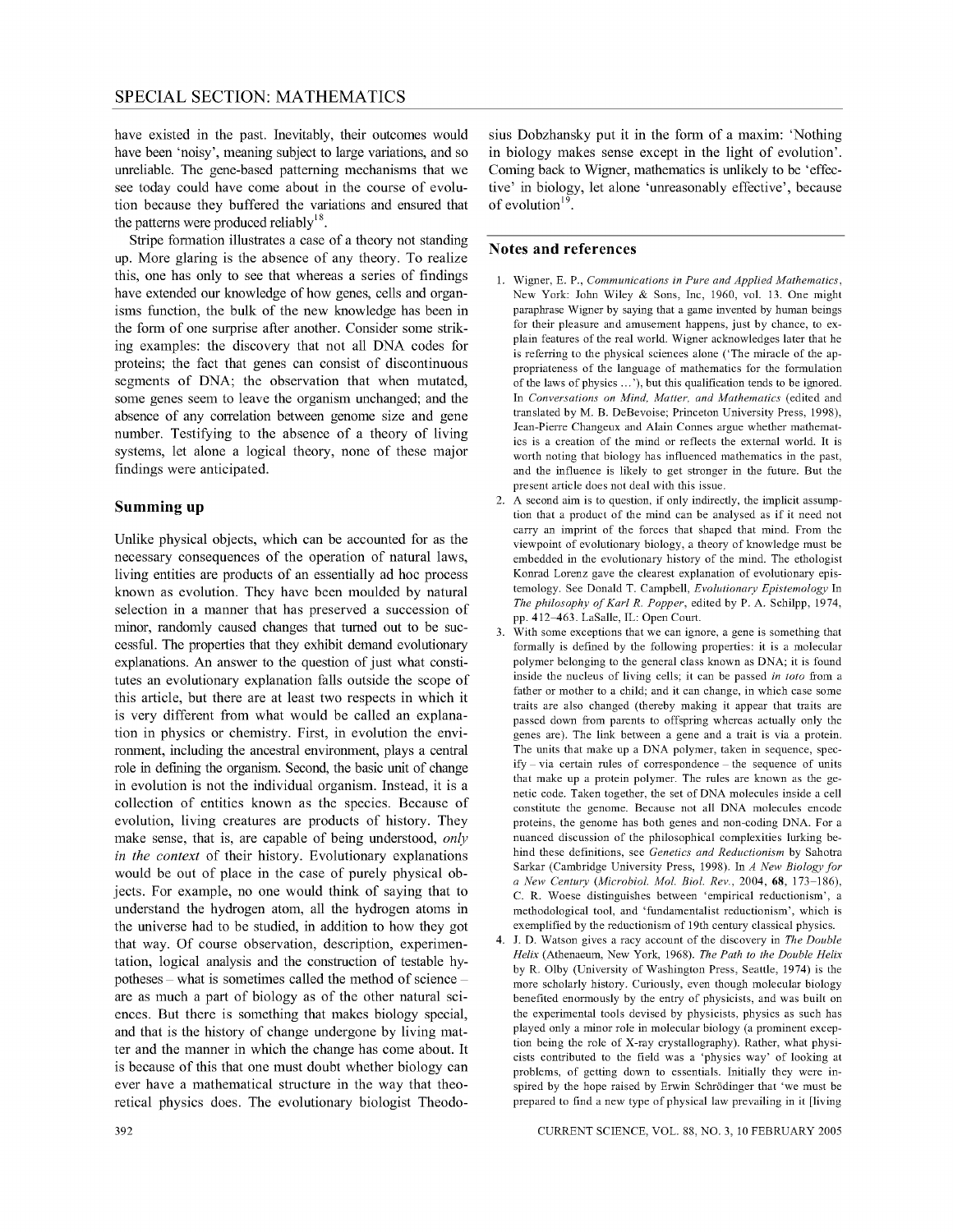have existed in the past. Inevitably, their outcomes would have been 'noisy', meaning subject to large variations, and so unreliable. The gene-based patterning mechanisms that we see today could have come about in the course of evolution because they buffered the variations and ensured that the patterns were produced reliably[18].

Stripe formation illustrates a case of a theory not standing up. More glaring is the absence of any theory. To realize this, one has only to see that whereas a series of findings have extended our knowledge of how genes, cells and organisms function, the bulk of the new knowledge has been in the form of one surprise after another. Consider some striking examples: the discovery that not all DNA codes for proteins; the fact that genes can consist of discontinuous segments of DNA; the observation that when mutated, some genes seem to leave the organism unchanged; and the absence of any correlation between genome size and gene number. Testifying to the absence of a theory of living systems, let alone a logical theory, none of these major findings were anticipated.

## Summing up

Unlike physical objects, which can be accounted for as the necessary consequences of the operation of natural laws, living entities are products of an essentially ad hoc process known as evolution. They have been moulded by natural selection in a manner that has preserved a succession of minor, randomly caused changes that turned out to be successful. The properties that they exhibit demand evolutionary explanations. An answer to the question of just what constitutes an evolutionary explanation falls outside the scope of this article, but there are at least two respects in which it is very different from what would be called an explanation in physics or chemistry. First, in evolution the environment, including the ancestral environment, plays a central role in defining the organism. Second, the basic unit of change in evolution is not the individual organism. Instead, it is a collection of entities known as the species. Because of evolution, living creatures are products of history. They make sense, that is, are capable of being understood, *only in the context* of their history. Evolutionary explanations would be out of place in the case of purely physical objects. For example, no one would think of saying that to understand the hydrogen atom, all the hydrogen atoms in the universe had to be studied, in addition to how they got that way. Of course observation, description, experimentation, logical analysis and the construction of testable hypotheses – what is sometimes called the method of science – are as much a part of biology as of the other natural sciences. But there is something that makes biology special, and that is the history of change undergone by living matter and the manner in which the change has come about. It is because of this that one must doubt whether biology can ever have a mathematical structure in the way that theoretical physics does. The evolutionary biologist Theodosius Dobzhansky put it in the form of a maxim: 'Nothing in biology makes sense except in the light of evolution'. Coming back to Wigner, mathematics is unlikely to be 'effective' in biology, let alone 'unreasonably effective', because of evolution[19].

## Notes and references

1. Wigner, E. P., *Communications in Pure and Applied Mathematics*, New York: John Wiley & Sons, Inc, 1960, vol. 13. One might paraphrase Wigner by saying that a game invented by human beings for their pleasure and amusement happens, just by chance, to explain features of the real world. Wigner acknowledges later that he is referring to the physical sciences alone ('The miracle of the appropriateness of the language of mathematics for the formulation of the laws of physics ...'), but this qualification tends to be ignored. In *Conversations on Mind, Matter, and Mathematics* (edited and translated by M. B. DeBevoise; Princeton University Press, 1998), Jean-Pierre Changeux and Alain Connes argue whether mathematics is a creation of the mind or reflects the external world. It is worth noting that biology has influenced mathematics in the past, and the influence is likely to get stronger in the future. But the present article does not deal with this issue.
2. A second aim is to question, if only indirectly, the implicit assumption that a product of the mind can be analysed as if it need not carry an imprint of the forces that shaped that mind. From the viewpoint of evolutionary biology, a theory of knowledge must be embedded in the evolutionary history of the mind. The ethologist Konrad Lorenz gave the clearest explanation of evolutionary epistemology. See Donald T. Campbell, *Evolutionary Epistemology* In *The philosophy of Karl R. Popper*, edited by P. A. Schilpp, 1974, pp. 412–463. LaSalle, IL: Open Court.
3. With some exceptions that we can ignore, a gene is something that formally is defined by the following properties: it is a molecular polymer belonging to the general class known as DNA; it is found inside the nucleus of living cells; it can be passed *in toto* from a father or mother to a child; and it can change, in which case some traits are also changed (thereby making it appear that traits are passed down from parents to offspring whereas actually only the genes are). The link between a gene and a trait is via a protein. The units that make up a DNA polymer, taken in sequence, specify – via certain rules of correspondence – the sequence of units that make up a protein polymer. The rules are known as the genetic code. Taken together, the set of DNA molecules inside a cell constitute the genome. Because not all DNA molecules encode proteins, the genome has both genes and non-coding DNA. For a nuanced discussion of the philosophical complexities lurking behind these definitions, see *Genetics and Reductionism* by Sahotra Sarkar (Cambridge University Press, 1998). In *A New Biology for a New Century* (*Microbiol. Mol. Biol. Rev.*, 2004, **68**, 173–186), C. R. Woese distinguishes between 'empirical reductionism', a methodological tool, and 'fundamentalist reductionism', which is exemplified by the reductionism of 19th century classical physics.
4. J. D. Watson gives a racy account of the discovery in *The Double Helix* (Athenaeum, New York, 1968). *The Path to the Double Helix* by R. Olby (University of Washington Press, Seattle, 1974) is the more scholarly history. Curiously, even though molecular biology benefited enormously by the entry of physicists, and was built on the experimental tools devised by physicists, physics as such has played only a minor role in molecular biology (a prominent exception being the role of X-ray crystallography). Rather, what physicists contributed to the field was a 'physics way' of looking at problems, of getting down to essentials. Initially they were inspired by the hope raised by Erwin Schrödinger that 'we must be prepared to find a new type of physical law prevailing in it [living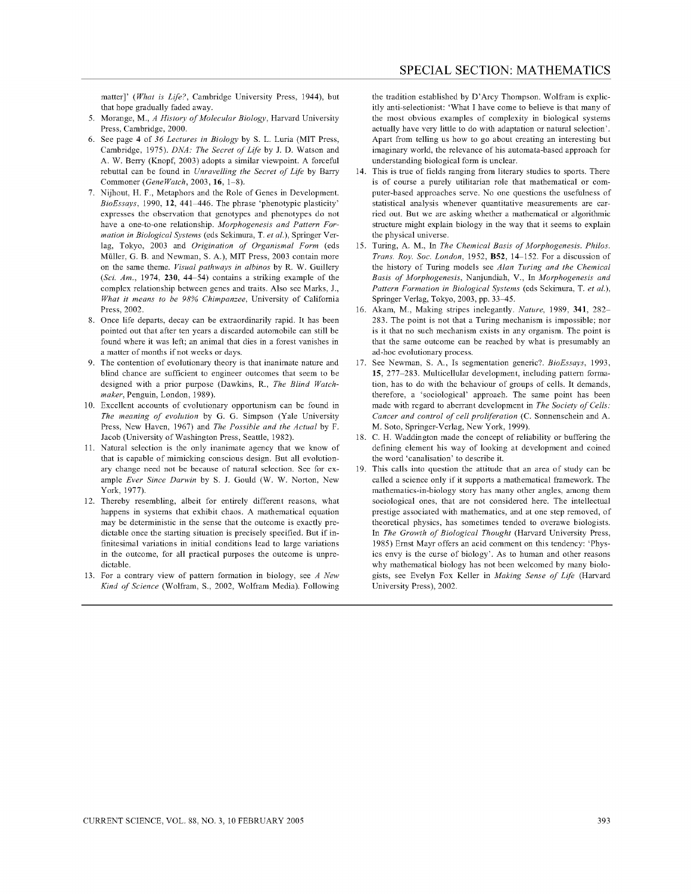matter]' (*What is Life?*, Cambridge University Press, 1944), but that hope gradually faded away.

5. Morange, M., *A History of Molecular Biology*, Harvard University Press, Cambridge, 2000.
6. See page 4 of *36 Lectures in Biology* by S. L. Luria (MIT Press, Cambridge, 1975). *DNA: The Secret of Life* by J. D. Watson and A. W. Berry (Knopf, 2003) adopts a similar viewpoint. A forceful rebuttal can be found in *Unravelling the Secret of Life* by Barry Commoner (*GeneWatch*, 2003, **16**, 1–8).
7. Nijhout, H. F., Metaphors and the Role of Genes in Development. *BioEssays*, 1990, **12**, 441–446. The phrase 'phenotypic plasticity' expresses the observation that genotypes and phenotypes do not have a one-to-one relationship. *Morphogenesis and Pattern Formation in Biological Systems* (eds Sekimura, T. *et al.*), Springer Verlag, Tokyo, 2003 and *Origination of Organismal Form* (eds Müller, G. B. and Newman, S. A.), MIT Press, 2003 contain more on the same theme. *Visual pathways in albinos* by R. W. Guillery (*Sci. Am.*, 1974, **230**, 44–54) contains a striking example of the complex relationship between genes and traits. Also see Marks, J., *What it means to be 98% Chimpanzee*, University of California Press, 2002.
8. Once life departs, decay can be extraordinarily rapid. It has been pointed out that after ten years a discarded automobile can still be found where it was left; an animal that dies in a forest vanishes in a matter of months if not weeks or days.
9. The contention of evolutionary theory is that inanimate nature and blind chance are sufficient to engineer outcomes that seem to be designed with a prior purpose (Dawkins, R., *The Blind Watchmaker*, Penguin, London, 1989).
10. Excellent accounts of evolutionary opportunism can be found in *The meaning of evolution* by G. G. Simpson (Yale University Press, New Haven, 1967) and *The Possible and the Actual* by F. Jacob (University of Washington Press, Seattle, 1982).
11. Natural selection is the only inanimate agency that we know of that is capable of mimicking conscious design. But all evolutionary change need not be because of natural selection. See for example *Ever Since Darwin* by S. J. Gould (W. W. Norton, New York, 1977).
12. Thereby resembling, albeit for entirely different reasons, what happens in systems that exhibit chaos. A mathematical equation may be deterministic in the sense that the outcome is exactly predictable once the starting situation is precisely specified. But if infinitesimal variations in initial conditions lead to large variations in the outcome, for all practical purposes the outcome is unpredictable.
13. For a contrary view of pattern formation in biology, see *A New Kind of Science* (Wolfram, S., 2002, Wolfram Media). Following the tradition established by D'Arcy Thompson. Wolfram is explicitly anti-selectionist: 'What I have come to believe is that many of the most obvious examples of complexity in biological systems actually have very little to do with adaptation or natural selection'. Apart from telling us how to go about creating an interesting but imaginary world, the relevance of his automata-based approach for understanding biological form is unclear.
14. This is true of fields ranging from literary studies to sports. There is of course a purely utilitarian role that mathematical or computer-based approaches serve. No one questions the usefulness of statistical analysis whenever quantitative measurements are carried out. But we are asking whether a mathematical or algorithmic structure might explain biology in the way that it seems to explain the physical universe.
15. Turing, A. M., In *The Chemical Basis of Morphogenesis. Philos. Trans. Roy. Soc. London*, 1952, **B52**, 14–152. For a discussion of the history of Turing models see *Alan Turing and the Chemical Basis of Morphogenesis*, Nanjundiah, V., In *Morphogenesis and Pattern Formation in Biological Systems* (eds Sekimura, T. *et al.*), Springer Verlag, Tokyo, 2003, pp. 33–45.
16. Akam, M., Making stripes inelegantly. *Nature*, 1989, **341**, 282–283. The point is not that a Turing mechanism is impossible; nor is it that no such mechanism exists in any organism. The point is that the same outcome can be reached by what is presumably an ad-hoc evolutionary process.
17. See Newman, S. A., Is segmentation generic?. *BioEssays*, 1993, **15**, 277–283. Multicellular development, including pattern formation, has to do with the behaviour of groups of cells. It demands, therefore, a 'sociological' approach. The same point has been made with regard to aberrant development in *The Society of Cells: Cancer and control of cell proliferation* (C. Sonnenschein and A. M. Soto, Springer-Verlag, New York, 1999).
18. C. H. Waddington made the concept of reliability or buffering the defining element his way of looking at development and coined the word 'canalisation' to describe it.
19. This calls into question the attitude that an area of study can be called a science only if it supports a mathematical framework. The mathematics-in-biology story has many other angles, among them sociological ones, that are not considered here. The intellectual prestige associated with mathematics, and at one step removed, of theoretical physics, has sometimes tended to overawe biologists. In *The Growth of Biological Thought* (Harvard University Press, 1985) Ernst Mayr offers an acid comment on this tendency: 'Physics envy is the curse of biology'. As to human and other reasons why mathematical biology has not been welcomed by many biologists, see Evelyn Fox Keller in *Making Sense of Life* (Harvard University Press), 2002.